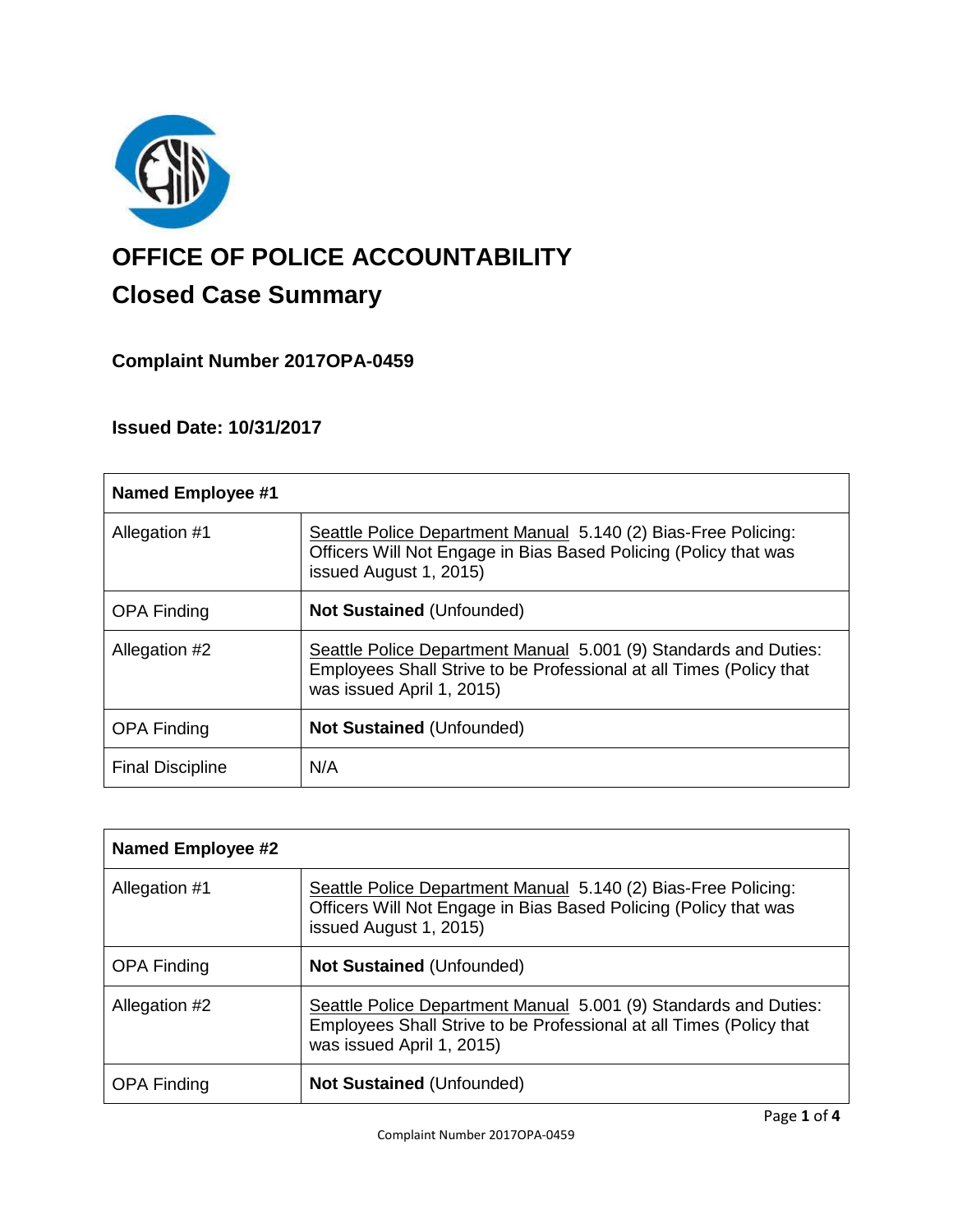# OFFICE OF POLICE ACCOUNTABILITY

## Closed Case Summary

### Complaint Number 2017OPA-0459

### Issued Date: 10/31/2017

| **Named Employee #1** | |
|---|---|
| Allegation #1 | Seattle Police Department Manual 5.140 (2) Bias-Free Policing: Officers Will Not Engage in Bias Based Policing (Policy that was issued August 1, 2015) |
| OPA Finding | **Not Sustained** (Unfounded) |
| Allegation #2 | Seattle Police Department Manual 5.001 (9) Standards and Duties: Employees Shall Strive to be Professional at all Times (Policy that was issued April 1, 2015) |
| OPA Finding | **Not Sustained** (Unfounded) |
| Final Discipline | N/A |

| **Named Employee #2** | |
|---|---|
| Allegation #1 | Seattle Police Department Manual 5.140 (2) Bias-Free Policing: Officers Will Not Engage in Bias Based Policing (Policy that was issued August 1, 2015) |
| OPA Finding | **Not Sustained** (Unfounded) |
| Allegation #2 | Seattle Police Department Manual 5.001 (9) Standards and Duties: Employees Shall Strive to be Professional at all Times (Policy that was issued April 1, 2015) |
| OPA Finding | **Not Sustained** (Unfounded) |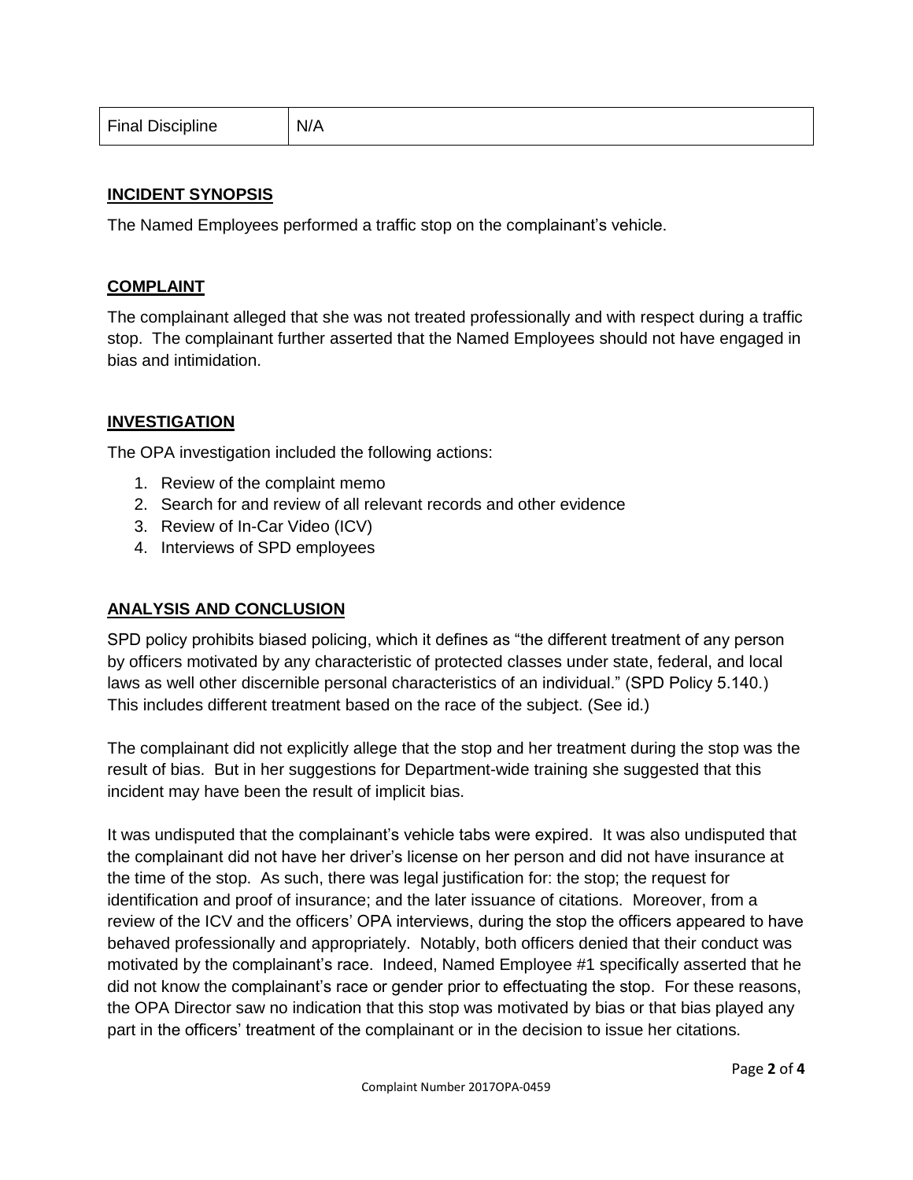| Final Discipline | N/A |
|---|---|

## INCIDENT SYNOPSIS

The Named Employees performed a traffic stop on the complainant's vehicle.

## COMPLAINT

The complainant alleged that she was not treated professionally and with respect during a traffic stop. The complainant further asserted that the Named Employees should not have engaged in bias and intimidation.

## INVESTIGATION

The OPA investigation included the following actions:

1. Review of the complaint memo
2. Search for and review of all relevant records and other evidence
3. Review of In-Car Video (ICV)
4. Interviews of SPD employees

## ANALYSIS AND CONCLUSION

SPD policy prohibits biased policing, which it defines as "the different treatment of any person by officers motivated by any characteristic of protected classes under state, federal, and local laws as well other discernible personal characteristics of an individual." (SPD Policy 5.140.) This includes different treatment based on the race of the subject. (See id.)

The complainant did not explicitly allege that the stop and her treatment during the stop was the result of bias. But in her suggestions for Department-wide training she suggested that this incident may have been the result of implicit bias.

It was undisputed that the complainant's vehicle tabs were expired. It was also undisputed that the complainant did not have her driver's license on her person and did not have insurance at the time of the stop. As such, there was legal justification for: the stop; the request for identification and proof of insurance; and the later issuance of citations. Moreover, from a review of the ICV and the officers' OPA interviews, during the stop the officers appeared to have behaved professionally and appropriately. Notably, both officers denied that their conduct was motivated by the complainant's race. Indeed, Named Employee #1 specifically asserted that he did not know the complainant's race or gender prior to effectuating the stop. For these reasons, the OPA Director saw no indication that this stop was motivated by bias or that bias played any part in the officers' treatment of the complainant or in the decision to issue her citations.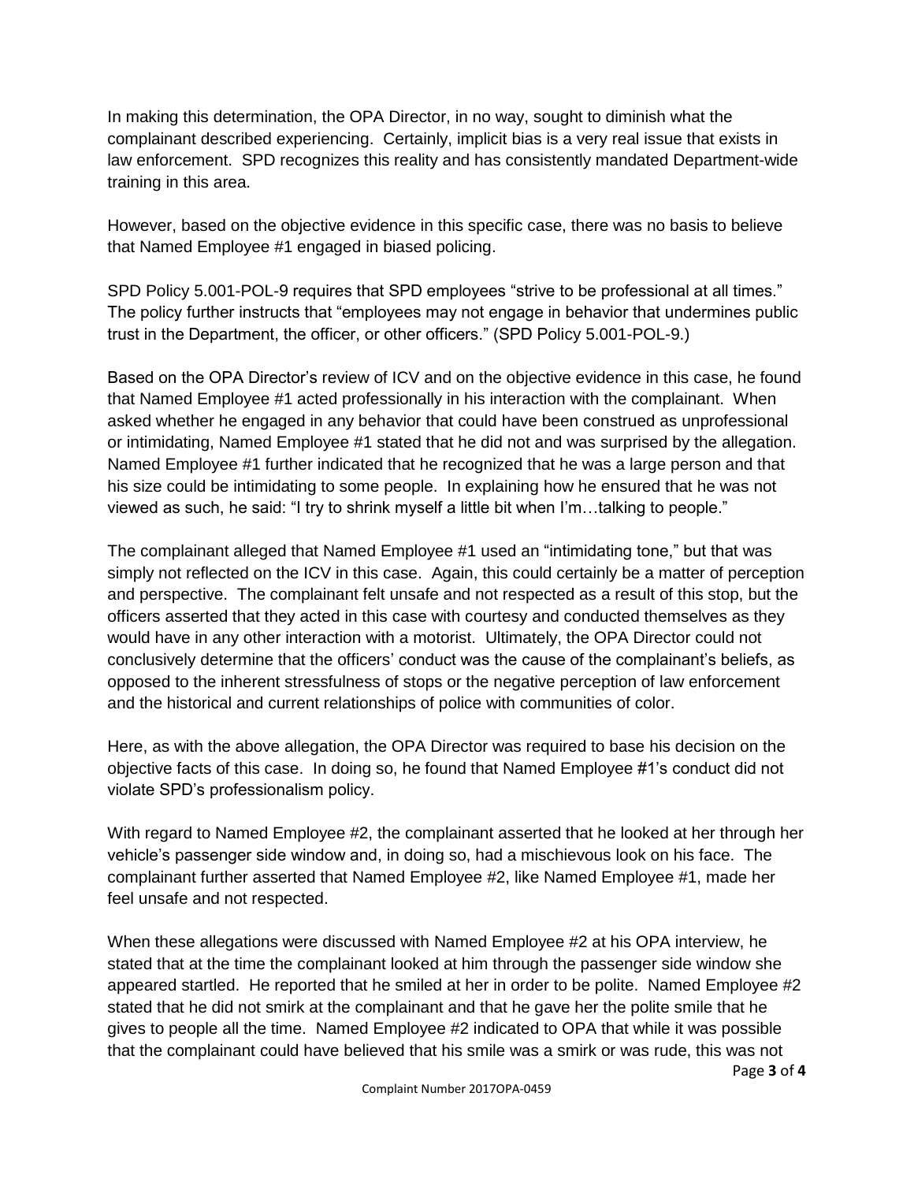In making this determination, the OPA Director, in no way, sought to diminish what the complainant described experiencing. Certainly, implicit bias is a very real issue that exists in law enforcement. SPD recognizes this reality and has consistently mandated Department-wide training in this area.

However, based on the objective evidence in this specific case, there was no basis to believe that Named Employee #1 engaged in biased policing.

SPD Policy 5.001-POL-9 requires that SPD employees "strive to be professional at all times." The policy further instructs that "employees may not engage in behavior that undermines public trust in the Department, the officer, or other officers." (SPD Policy 5.001-POL-9.)

Based on the OPA Director's review of ICV and on the objective evidence in this case, he found that Named Employee #1 acted professionally in his interaction with the complainant. When asked whether he engaged in any behavior that could have been construed as unprofessional or intimidating, Named Employee #1 stated that he did not and was surprised by the allegation. Named Employee #1 further indicated that he recognized that he was a large person and that his size could be intimidating to some people. In explaining how he ensured that he was not viewed as such, he said: "I try to shrink myself a little bit when I'm…talking to people."

The complainant alleged that Named Employee #1 used an "intimidating tone," but that was simply not reflected on the ICV in this case. Again, this could certainly be a matter of perception and perspective. The complainant felt unsafe and not respected as a result of this stop, but the officers asserted that they acted in this case with courtesy and conducted themselves as they would have in any other interaction with a motorist. Ultimately, the OPA Director could not conclusively determine that the officers' conduct was the cause of the complainant's beliefs, as opposed to the inherent stressfulness of stops or the negative perception of law enforcement and the historical and current relationships of police with communities of color.

Here, as with the above allegation, the OPA Director was required to base his decision on the objective facts of this case. In doing so, he found that Named Employee #1's conduct did not violate SPD's professionalism policy.

With regard to Named Employee #2, the complainant asserted that he looked at her through her vehicle's passenger side window and, in doing so, had a mischievous look on his face. The complainant further asserted that Named Employee #2, like Named Employee #1, made her feel unsafe and not respected.

When these allegations were discussed with Named Employee #2 at his OPA interview, he stated that at the time the complainant looked at him through the passenger side window she appeared startled. He reported that he smiled at her in order to be polite. Named Employee #2 stated that he did not smirk at the complainant and that he gave her the polite smile that he gives to people all the time. Named Employee #2 indicated to OPA that while it was possible that the complainant could have believed that his smile was a smirk or was rude, this was not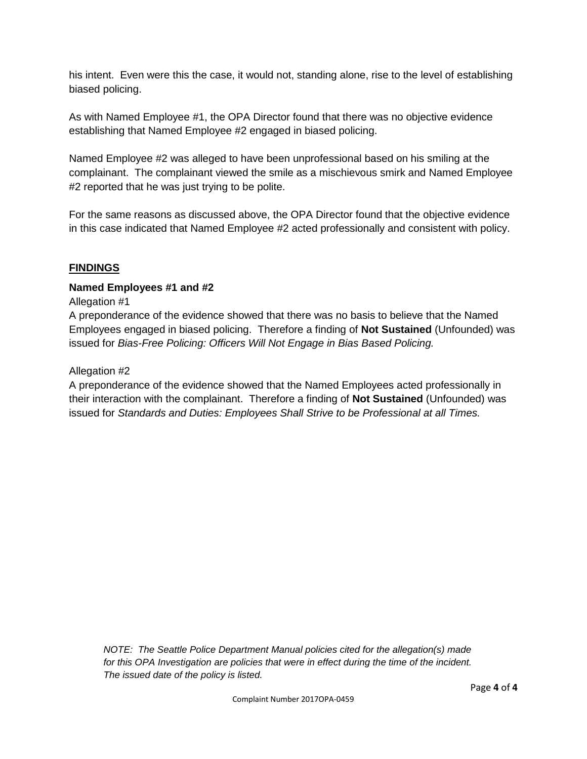his intent. Even were this the case, it would not, standing alone, rise to the level of establishing biased policing.

As with Named Employee #1, the OPA Director found that there was no objective evidence establishing that Named Employee #2 engaged in biased policing.

Named Employee #2 was alleged to have been unprofessional based on his smiling at the complainant. The complainant viewed the smile as a mischievous smirk and Named Employee #2 reported that he was just trying to be polite.

For the same reasons as discussed above, the OPA Director found that the objective evidence in this case indicated that Named Employee #2 acted professionally and consistent with policy.

## FINDINGS

**Named Employees #1 and #2**

Allegation #1

A preponderance of the evidence showed that there was no basis to believe that the Named Employees engaged in biased policing. Therefore a finding of **Not Sustained** (Unfounded) was issued for *Bias-Free Policing: Officers Will Not Engage in Bias Based Policing.*

Allegation #2

A preponderance of the evidence showed that the Named Employees acted professionally in their interaction with the complainant. Therefore a finding of **Not Sustained** (Unfounded) was issued for *Standards and Duties: Employees Shall Strive to be Professional at all Times.*

*NOTE: The Seattle Police Department Manual policies cited for the allegation(s) made for this OPA Investigation are policies that were in effect during the time of the incident. The issued date of the policy is listed.*

Complaint Number 2017OPA-0459